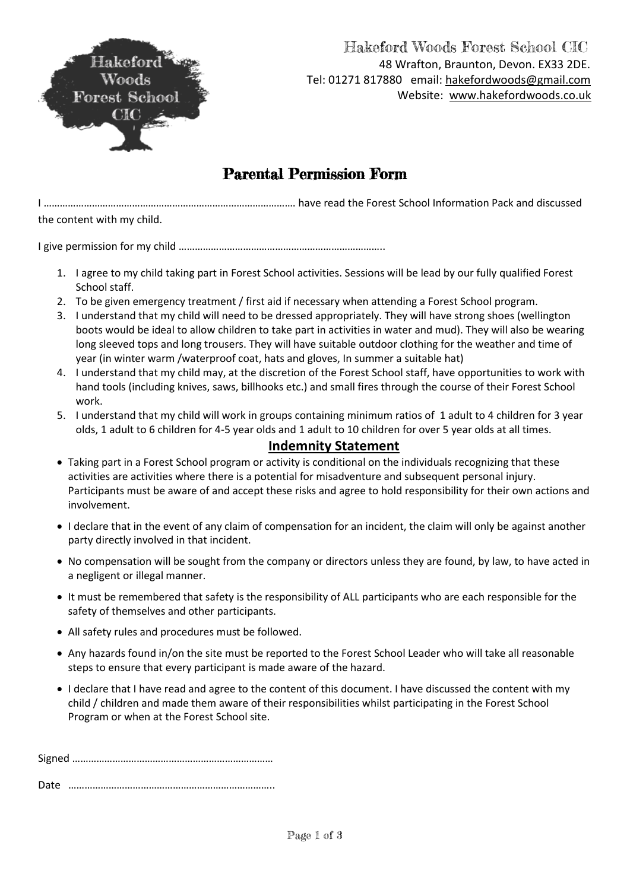Hakeford Woods Forest School CIC
48 Wrafton, Braunton, Devon. EX33 2DE.
Tel: 01271 817880 email: hakefordwoods@gmail.com
Website: www.hakefordwoods.co.uk

# Parental Permission Form

I ……………………………………………………………………………… have read the Forest School Information Pack and discussed the content with my child.

I give permission for my child …………………………………………………………………..

1. I agree to my child taking part in Forest School activities. Sessions will be lead by our fully qualified Forest School staff.
2. To be given emergency treatment / first aid if necessary when attending a Forest School program.
3. I understand that my child will need to be dressed appropriately. They will have strong shoes (wellington boots would be ideal to allow children to take part in activities in water and mud). They will also be wearing long sleeved tops and long trousers. They will have suitable outdoor clothing for the weather and time of year (in winter warm /waterproof coat, hats and gloves, In summer a suitable hat)
4. I understand that my child may, at the discretion of the Forest School staff, have opportunities to work with hand tools (including knives, saws, billhooks etc.) and small fires through the course of their Forest School work.
5. I understand that my child will work in groups containing minimum ratios of 1 adult to 4 children for 3 year olds, 1 adult to 6 children for 4-5 year olds and 1 adult to 10 children for over 5 year olds at all times.

## Indemnity Statement

- Taking part in a Forest School program or activity is conditional on the individuals recognizing that these activities are activities where there is a potential for misadventure and subsequent personal injury. Participants must be aware of and accept these risks and agree to hold responsibility for their own actions and involvement.
- I declare that in the event of any claim of compensation for an incident, the claim will only be against another party directly involved in that incident.
- No compensation will be sought from the company or directors unless they are found, by law, to have acted in a negligent or illegal manner.
- It must be remembered that safety is the responsibility of ALL participants who are each responsible for the safety of themselves and other participants.
- All safety rules and procedures must be followed.
- Any hazards found in/on the site must be reported to the Forest School Leader who will take all reasonable steps to ensure that every participant is made aware of the hazard.
- I declare that I have read and agree to the content of this document. I have discussed the content with my child / children and made them aware of their responsibilities whilst participating in the Forest School Program or when at the Forest School site.

Signed …………………………………………………………………

Date …………………………………………………………………..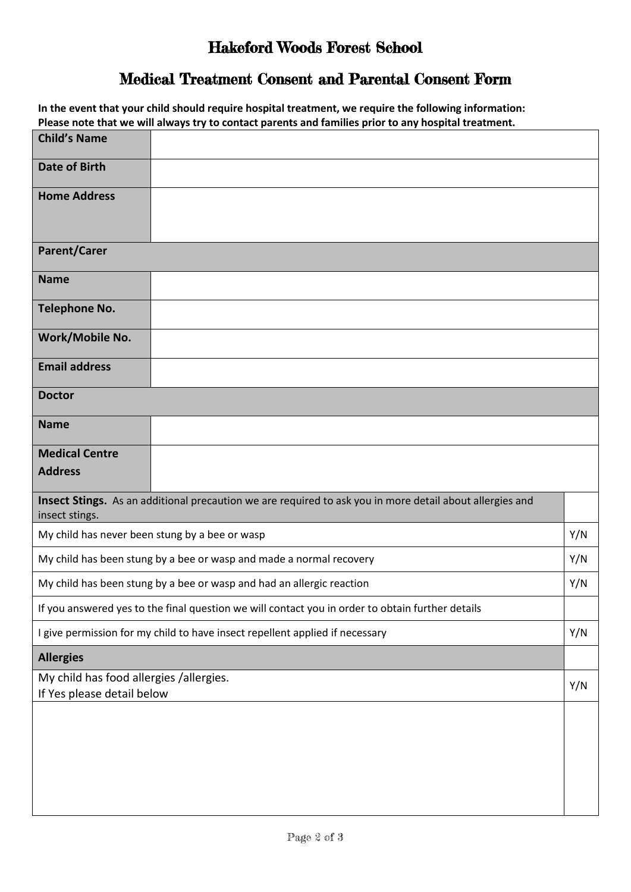# Hakeford Woods Forest School

## Medical Treatment Consent and Parental Consent Form

**In the event that your child should require hospital treatment, we require the following information:**
**Please note that we will always try to contact parents and families prior to any hospital treatment.**

| | |
|---|---|
| **Child's Name** | |
| **Date of Birth** | |
| **Home Address** | |
| **Parent/Carer** | |
| **Name** | |
| **Telephone No.** | |
| **Work/Mobile No.** | |
| **Email address** | |
| **Doctor** | |
| **Name** | |
| **Medical Centre Address** | |

| | |
|---|---|
| **Insect Stings.** As an additional precaution we are required to ask you in more detail about allergies and insect stings. | |
| My child has never been stung by a bee or wasp | Y/N |
| My child has been stung by a bee or wasp and made a normal recovery | Y/N |
| My child has been stung by a bee or wasp and had an allergic reaction | Y/N |
| If you answered yes to the final question we will contact you in order to obtain further details | |
| I give permission for my child to have insect repellent applied if necessary | Y/N |
| **Allergies** | |
| My child has food allergies /allergies.<br>If Yes please detail below | Y/N |
| | |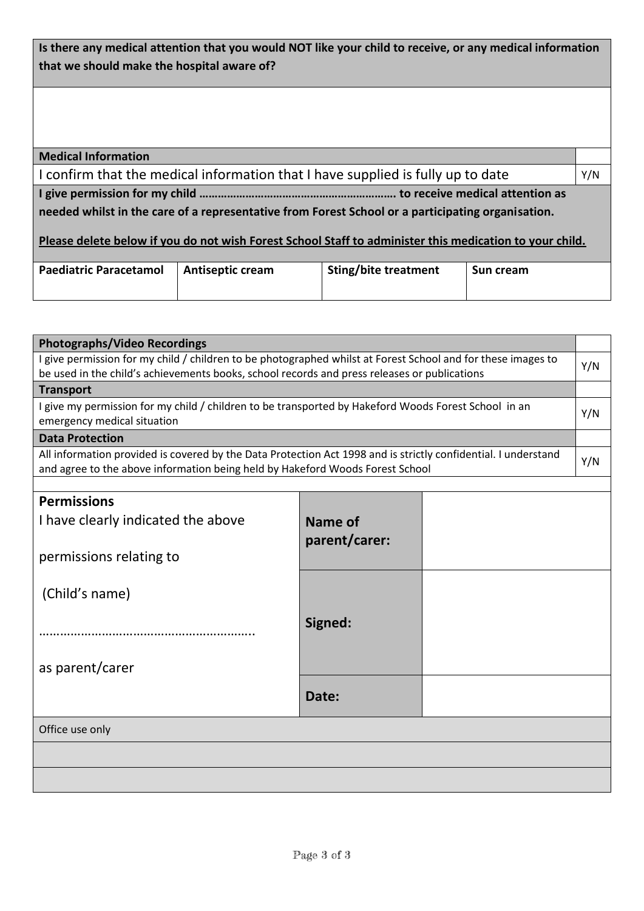| |
|---|
| **Is there any medical attention that you would NOT like your child to receive, or any medical information that we should make the hospital aware of?** |
| |

| | |
|---|---|
| **Medical Information** | |
| I confirm that the medical information that I have supplied is fully up to date | Y/N |
| **I give permission for my child ……………………………………………………. to receive medical attention as needed whilst in the care of a representative from Forest School or a participating organisation.** **<u>Please delete below if you do not wish Forest School Staff to administer this medication to your child.</u>** | |

| | | | |
|---|---|---|---|
| **Paediatric Paracetamol** | **Antiseptic cream** | **Sting/bite treatment** | **Sun cream** |

| | |
|---|---|
| **Photographs/Video Recordings** | |
| I give permission for my child / children to be photographed whilst at Forest School and for these images to be used in the child's achievements books, school records and press releases or publications | Y/N |
| **Transport** | |
| I give my permission for my child / children to be transported by Hakeford Woods Forest School in an emergency medical situation | Y/N |
| **Data Protection** | |
| All information provided is covered by the Data Protection Act 1998 and is strictly confidential. I understand and agree to the above information being held by Hakeford Woods Forest School | Y/N |

| | | |
|---|---|---|
| **Permissions** I have clearly indicated the above permissions relating to (Child's name) …………………………………………………. as parent/carer | **Name of parent/carer:** | |
| | **Signed:** | |
| | **Date:** | |

| |
|---|
| Office use only |
| |
| |